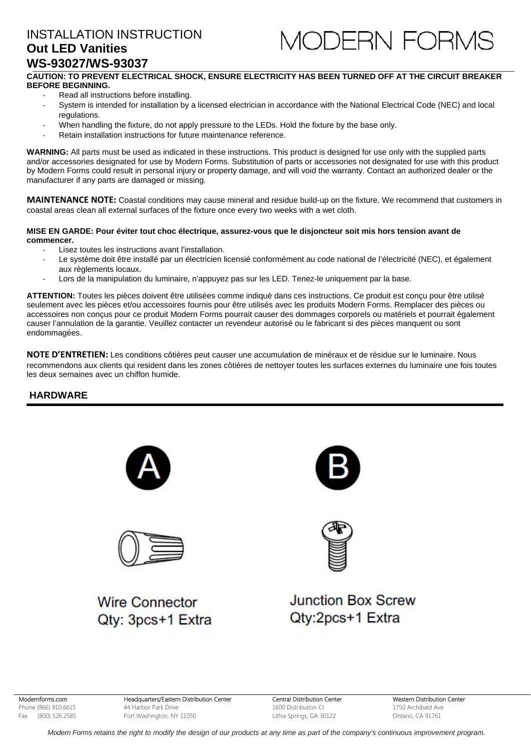# INSTALLATION INSTRUCTION

## Out LED Vanities

## WS-93027/WS-93037

MODERN FORMS

**CAUTION: TO PREVENT ELECTRICAL SHOCK, ENSURE ELECTRICITY HAS BEEN TURNED OFF AT THE CIRCUIT BREAKER BEFORE BEGINNING.**

- Read all instructions before installing.
- System is intended for installation by a licensed electrician in accordance with the National Electrical Code (NEC) and local regulations.
- When handling the fixture, do not apply pressure to the LEDs. Hold the fixture by the base only.
- Retain installation instructions for future maintenance reference.

**WARNING:** All parts must be used as indicated in these instructions. This product is designed for use only with the supplied parts and/or accessories designated for use by Modern Forms. Substitution of parts or accessories not designated for use with this product by Modern Forms could result in personal injury or property damage, and will void the warranty. Contact an authorized dealer or the manufacturer if any parts are damaged or missing.

**MAINTENANCE NOTE:** Coastal conditions may cause mineral and residue build-up on the fixture. We recommend that customers in coastal areas clean all external surfaces of the fixture once every two weeks with a wet cloth.

**MISE EN GARDE: Pour éviter tout choc électrique, assurez-vous que le disjoncteur soit mis hors tension avant de commencer.**

- Lisez toutes les instructions avant l'installation.
- Le système doit être installé par un électricien licensié conformément au code national de l'électricité (NEC), et également aux règlements locaux.
- Lors de la manipulation du luminaire, n'appuyez pas sur les LED. Tenez-le uniquement par la base.

**ATTENTION:** Toutes les pièces doivent être utilisées comme indiqué dans ces instructions. Ce produit est conçu pour être utilisé seulement avec les pièces et/ou accessoires fournis pour être utilisés avec les produits Modern Forms. Remplacer des pièces ou accessoires non conçus pour ce produit Modern Forms pourrait causer des dommages corporels ou matériels et pourrait également causer l'annulation de la garantie. Veuillez contacter un revendeur autorisé ou le fabricant si des pièces manquent ou sont endommagées.

**NOTE D'ENTRETIEN:** Les conditions côtières peut causer une accumulation de minéraux et de résidue sur le luminaire. Nous recommendons aux clients qui resident dans les zones côtières de nettoyer toutes les surfaces externes du luminaire une fois toutes les deux semaines avec un chiffon humide.

## HARDWARE

**A**

Wire Connector
Qty: 3pcs+1 Extra

**B**

Junction Box Screw
Qty:2pcs+1 Extra

Modernforms.com
Phone (866) 810.6615
Fax (800) 526.2585

Headquarters/Eastern Distribution Center
44 Harbor Park Drive
Port Washington, NY 11050

Central Distribution Center
1600 Distribution Ct
Lithia Springs, GA 30122

Western Distribution Center
1750 Archibald Ave
Ontario, CA 91761

*Modern Forms retains the right to modify the design of our products at any time as part of the company's continuous improvement program.*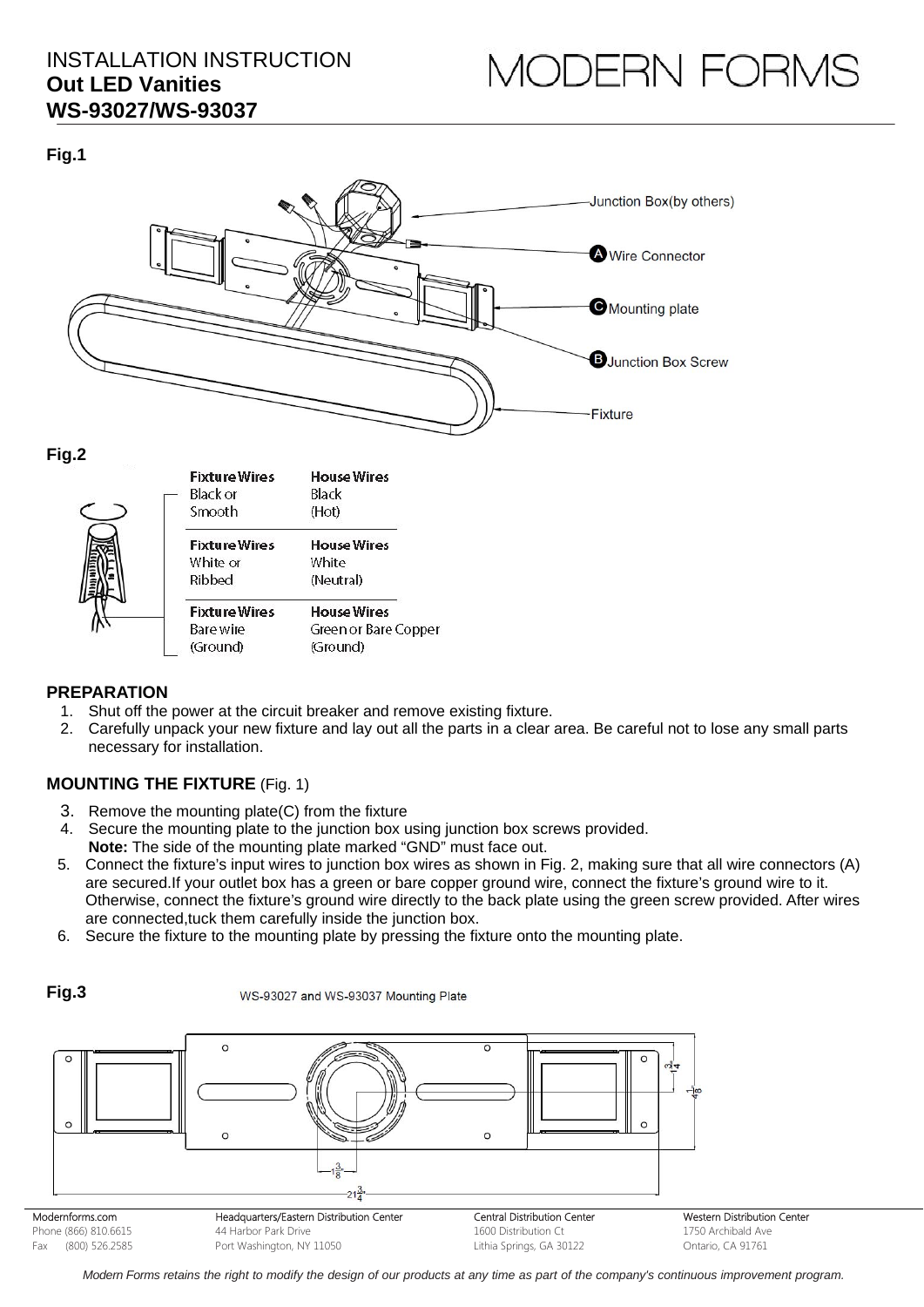INSTALLATION INSTRUCTION

**Out LED Vanities**

**WS-93027/WS-93037**

MODERN FORMS

**Fig.1**

Junction Box(by others)

A Wire Connector

C Mounting plate

B Junction Box Screw

Fixture

**Fig.2**

| Fixture Wires | House Wires |
|---|---|
| Black or Smooth | Black (Hot) |
| **Fixture Wires** | **House Wires** |
| White or Ribbed | White (Neutral) |
| **Fixture Wires** | **House Wires** |
| Bare wire (Ground) | Green or Bare Copper (Ground) |

## PREPARATION

1. Shut off the power at the circuit breaker and remove existing fixture.
2. Carefully unpack your new fixture and lay out all the parts in a clear area. Be careful not to lose any small parts necessary for installation.

## MOUNTING THE FIXTURE (Fig. 1)

3. Remove the mounting plate(C) from the fixture
4. Secure the mounting plate to the junction box using junction box screws provided.
   **Note:** The side of the mounting plate marked "GND" must face out.
5. Connect the fixture's input wires to junction box wires as shown in Fig. 2, making sure that all wire connectors (A) are secured.If your outlet box has a green or bare copper ground wire, connect the fixture's ground wire to it. Otherwise, connect the fixture's ground wire directly to the back plate using the green screw provided. After wires are connected,tuck them carefully inside the junction box.
6. Secure the fixture to the mounting plate by pressing the fixture onto the mounting plate.

**Fig.3**

WS-93027 and WS-93037 Mounting Plate

$1\frac{3}{4}$

$4\frac{1}{8}$

$1\frac{3}{8}$

$21\frac{3}{4}$

Modernforms.com
Phone (866) 810.6615
Fax (800) 526.2585

Headquarters/Eastern Distribution Center
44 Harbor Park Drive
Port Washington, NY 11050

Central Distribution Center
1600 Distribution Ct
Lithia Springs, GA 30122

Western Distribution Center
1750 Archibald Ave
Ontario, CA 91761

*Modern Forms retains the right to modify the design of our products at any time as part of the company's continuous improvement program.*